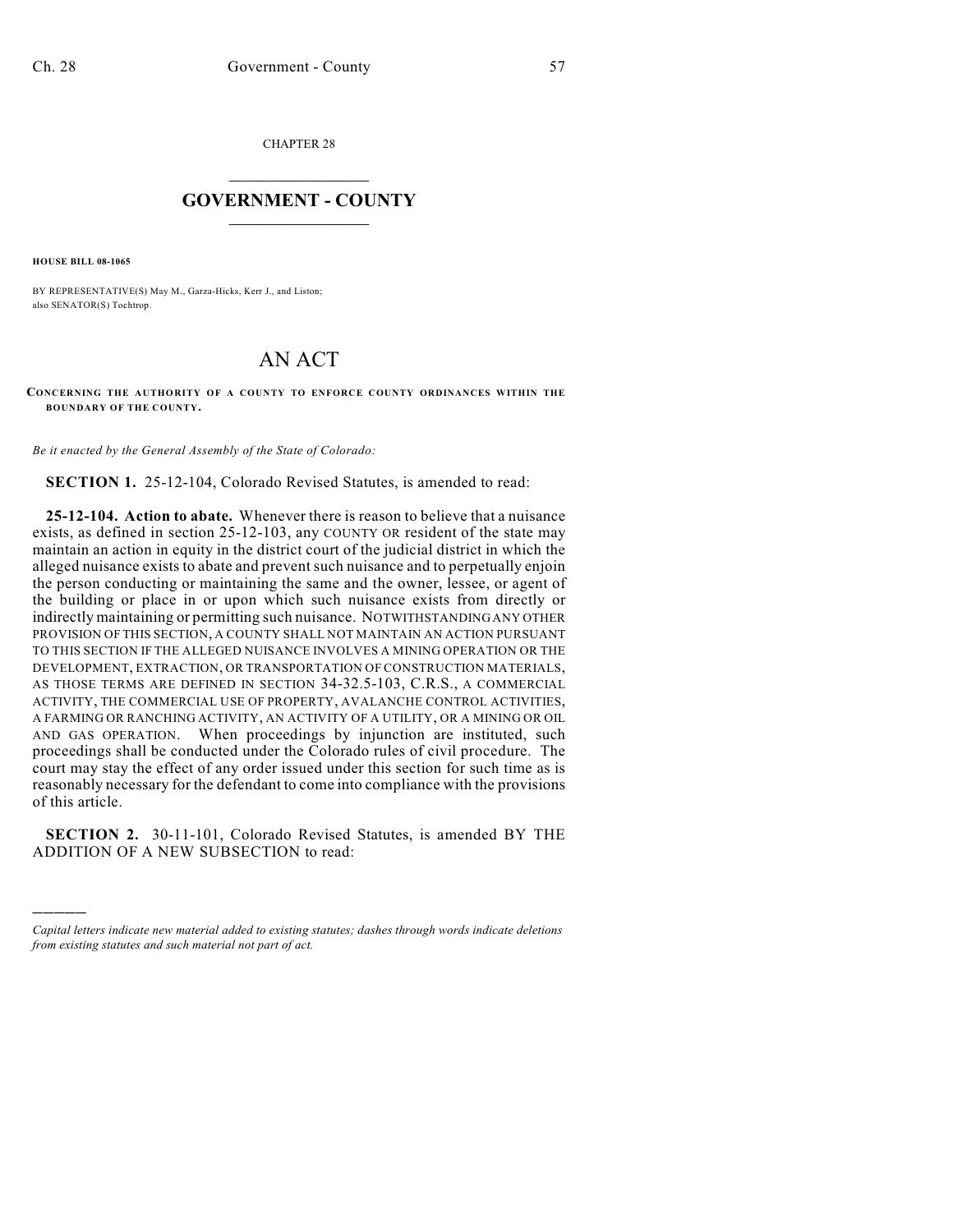CHAPTER 28

# GOVERNMENT - COUNTY

**HOUSE BILL 08-1065**

BY REPRESENTATIVE(S) May M., Garza-Hicks, Kerr J., and Liston;
also SENATOR(S) Tochtrop.

# AN ACT

**CONCERNING THE AUTHORITY OF A COUNTY TO ENFORCE COUNTY ORDINANCES WITHIN THE BOUNDARY OF THE COUNTY.**

*Be it enacted by the General Assembly of the State of Colorado:*

**SECTION 1.** 25-12-104, Colorado Revised Statutes, is amended to read:

**25-12-104. Action to abate.** Whenever there is reason to believe that a nuisance exists, as defined in section 25-12-103, any COUNTY OR resident of the state may maintain an action in equity in the district court of the judicial district in which the alleged nuisance exists to abate and prevent such nuisance and to perpetually enjoin the person conducting or maintaining the same and the owner, lessee, or agent of the building or place in or upon which such nuisance exists from directly or indirectly maintaining or permitting such nuisance. NOTWITHSTANDING ANY OTHER PROVISION OF THIS SECTION, A COUNTY SHALL NOT MAINTAIN AN ACTION PURSUANT TO THIS SECTION IF THE ALLEGED NUISANCE INVOLVES A MINING OPERATION OR THE DEVELOPMENT, EXTRACTION, OR TRANSPORTATION OF CONSTRUCTION MATERIALS, AS THOSE TERMS ARE DEFINED IN SECTION 34-32.5-103, C.R.S., A COMMERCIAL ACTIVITY, THE COMMERCIAL USE OF PROPERTY, AVALANCHE CONTROL ACTIVITIES, A FARMING OR RANCHING ACTIVITY, AN ACTIVITY OF A UTILITY, OR A MINING OR OIL AND GAS OPERATION. When proceedings by injunction are instituted, such proceedings shall be conducted under the Colorado rules of civil procedure. The court may stay the effect of any order issued under this section for such time as is reasonably necessary for the defendant to come into compliance with the provisions of this article.

**SECTION 2.** 30-11-101, Colorado Revised Statutes, is amended BY THE ADDITION OF A NEW SUBSECTION to read:

---

*Capital letters indicate new material added to existing statutes; dashes through words indicate deletions from existing statutes and such material not part of act.*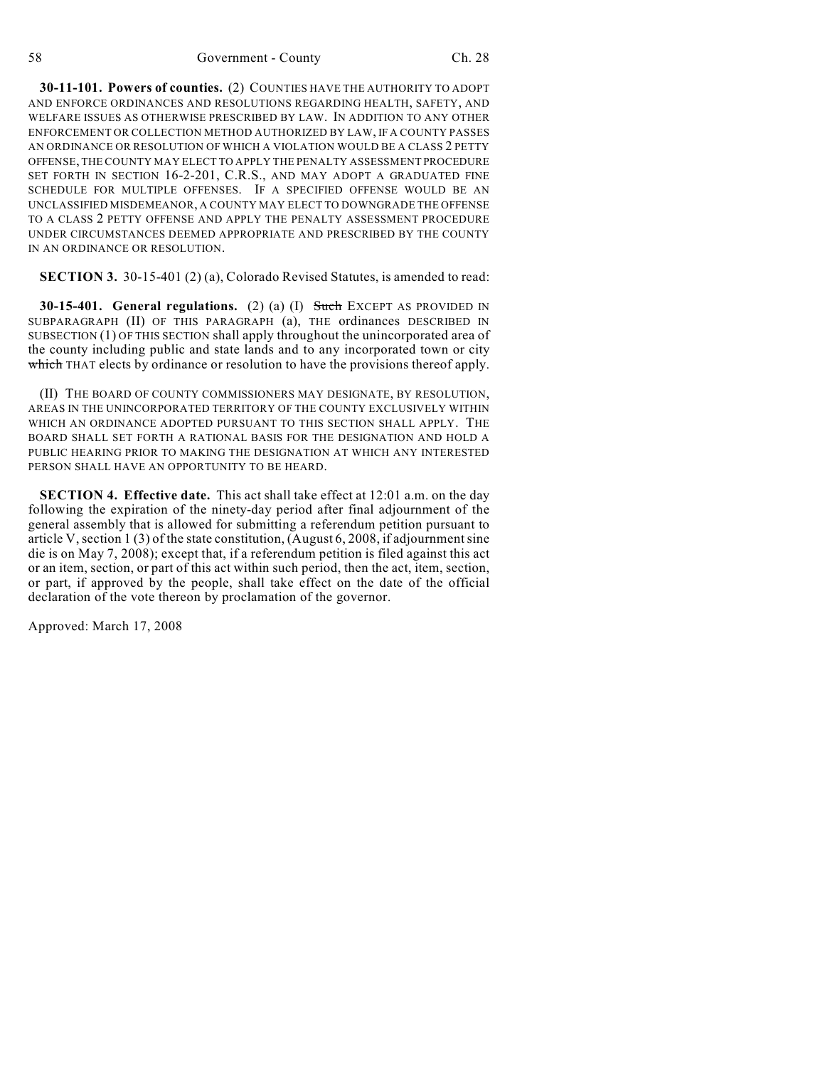**30-11-101. Powers of counties.** (2) COUNTIES HAVE THE AUTHORITY TO ADOPT AND ENFORCE ORDINANCES AND RESOLUTIONS REGARDING HEALTH, SAFETY, AND WELFARE ISSUES AS OTHERWISE PRESCRIBED BY LAW. IN ADDITION TO ANY OTHER ENFORCEMENT OR COLLECTION METHOD AUTHORIZED BY LAW, IF A COUNTY PASSES AN ORDINANCE OR RESOLUTION OF WHICH A VIOLATION WOULD BE A CLASS 2 PETTY OFFENSE, THE COUNTY MAY ELECT TO APPLY THE PENALTY ASSESSMENT PROCEDURE SET FORTH IN SECTION 16-2-201, C.R.S., AND MAY ADOPT A GRADUATED FINE SCHEDULE FOR MULTIPLE OFFENSES. IF A SPECIFIED OFFENSE WOULD BE AN UNCLASSIFIED MISDEMEANOR, A COUNTY MAY ELECT TO DOWNGRADE THE OFFENSE TO A CLASS 2 PETTY OFFENSE AND APPLY THE PENALTY ASSESSMENT PROCEDURE UNDER CIRCUMSTANCES DEEMED APPROPRIATE AND PRESCRIBED BY THE COUNTY IN AN ORDINANCE OR RESOLUTION.

**SECTION 3.** 30-15-401 (2) (a), Colorado Revised Statutes, is amended to read:

**30-15-401. General regulations.** (2) (a) (I) ~~Such~~ EXCEPT AS PROVIDED IN SUBPARAGRAPH (II) OF THIS PARAGRAPH (a), THE ordinances DESCRIBED IN SUBSECTION (1) OF THIS SECTION shall apply throughout the unincorporated area of the county including public and state lands and to any incorporated town or city ~~which~~ THAT elects by ordinance or resolution to have the provisions thereof apply.

(II) THE BOARD OF COUNTY COMMISSIONERS MAY DESIGNATE, BY RESOLUTION, AREAS IN THE UNINCORPORATED TERRITORY OF THE COUNTY EXCLUSIVELY WITHIN WHICH AN ORDINANCE ADOPTED PURSUANT TO THIS SECTION SHALL APPLY. THE BOARD SHALL SET FORTH A RATIONAL BASIS FOR THE DESIGNATION AND HOLD A PUBLIC HEARING PRIOR TO MAKING THE DESIGNATION AT WHICH ANY INTERESTED PERSON SHALL HAVE AN OPPORTUNITY TO BE HEARD.

**SECTION 4. Effective date.** This act shall take effect at 12:01 a.m. on the day following the expiration of the ninety-day period after final adjournment of the general assembly that is allowed for submitting a referendum petition pursuant to article V, section 1 (3) of the state constitution, (August 6, 2008, if adjournment sine die is on May 7, 2008); except that, if a referendum petition is filed against this act or an item, section, or part of this act within such period, then the act, item, section, or part, if approved by the people, shall take effect on the date of the official declaration of the vote thereon by proclamation of the governor.

Approved: March 17, 2008